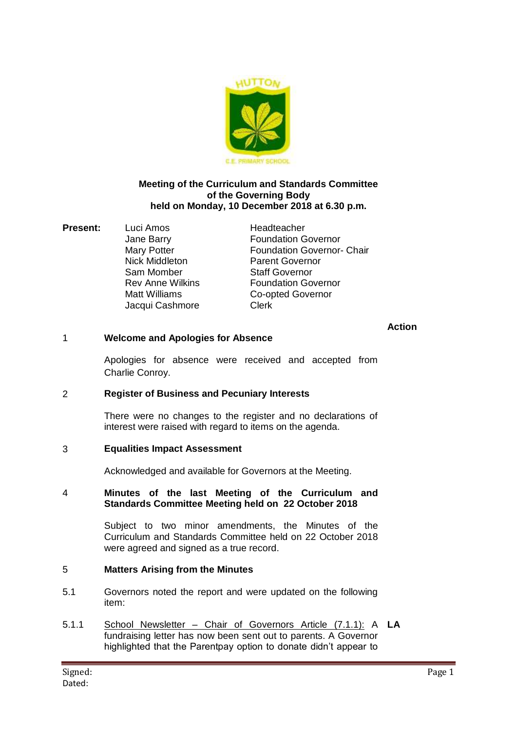**Meeting of the Curriculum and Standards Committee of the Governing Body held on Monday, 10 December 2018 at 6.30 p.m.**

**Present:**

| | |
|---|---|
| Luci Amos | Headteacher |
| Jane Barry | Foundation Governor |
| Mary Potter | Foundation Governor- Chair |
| Nick Middleton | Parent Governor |
| Sam Momber | Staff Governor |
| Rev Anne Wilkins | Foundation Governor |
| Matt Williams | Co-opted Governor |
| Jacqui Cashmore | Clerk |

**Action**

**1 Welcome and Apologies for Absence**

Apologies for absence were received and accepted from Charlie Conroy.

**2 Register of Business and Pecuniary Interests**

There were no changes to the register and no declarations of interest were raised with regard to items on the agenda.

**3 Equalities Impact Assessment**

Acknowledged and available for Governors at the Meeting.

**4 Minutes of the last Meeting of the Curriculum and Standards Committee Meeting held on 22 October 2018**

Subject to two minor amendments, the Minutes of the Curriculum and Standards Committee held on 22 October 2018 were agreed and signed as a true record.

**5 Matters Arising from the Minutes**

5.1 Governors noted the report and were updated on the following item:

5.1.1 School Newsletter – Chair of Governors Article (7.1.1): A fundraising letter has now been sent out to parents. A Governor highlighted that the Parentpay option to donate didn't appear to **LA**

Signed:
Dated: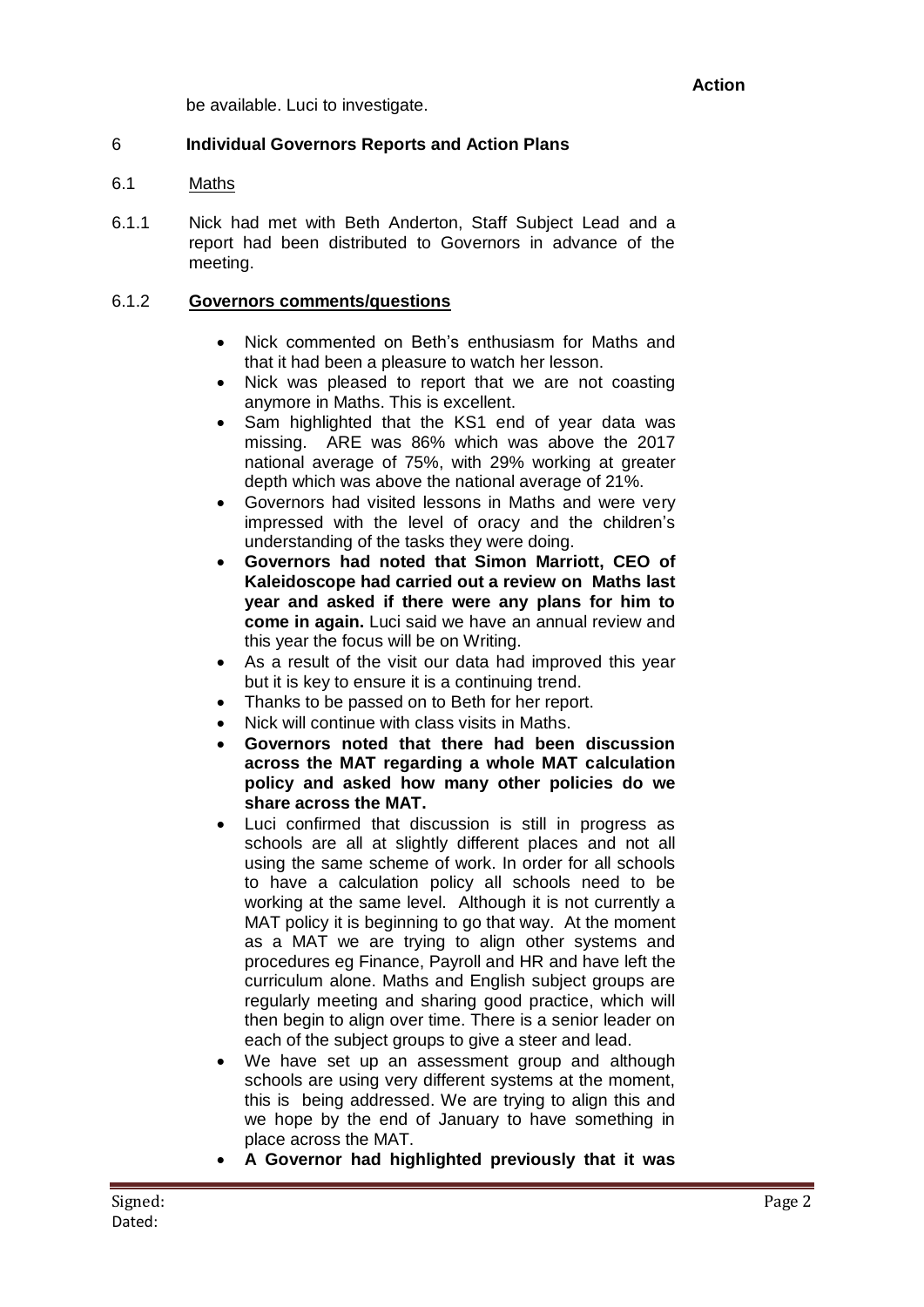**Action**

be available. Luci to investigate.

## 6 Individual Governors Reports and Action Plans

### 6.1 Maths

6.1.1 Nick had met with Beth Anderton, Staff Subject Lead and a report had been distributed to Governors in advance of the meeting.

6.1.2 **Governors comments/questions**

- Nick commented on Beth's enthusiasm for Maths and that it had been a pleasure to watch her lesson.
- Nick was pleased to report that we are not coasting anymore in Maths. This is excellent.
- Sam highlighted that the KS1 end of year data was missing. ARE was 86% which was above the 2017 national average of 75%, with 29% working at greater depth which was above the national average of 21%.
- Governors had visited lessons in Maths and were very impressed with the level of oracy and the children's understanding of the tasks they were doing.
- **Governors had noted that Simon Marriott, CEO of Kaleidoscope had carried out a review on Maths last year and asked if there were any plans for him to come in again.** Luci said we have an annual review and this year the focus will be on Writing.
- As a result of the visit our data had improved this year but it is key to ensure it is a continuing trend.
- Thanks to be passed on to Beth for her report.
- Nick will continue with class visits in Maths.
- **Governors noted that there had been discussion across the MAT regarding a whole MAT calculation policy and asked how many other policies do we share across the MAT.**
- Luci confirmed that discussion is still in progress as schools are all at slightly different places and not all using the same scheme of work. In order for all schools to have a calculation policy all schools need to be working at the same level. Although it is not currently a MAT policy it is beginning to go that way. At the moment as a MAT we are trying to align other systems and procedures eg Finance, Payroll and HR and have left the curriculum alone. Maths and English subject groups are regularly meeting and sharing good practice, which will then begin to align over time. There is a senior leader on each of the subject groups to give a steer and lead.
- We have set up an assessment group and although schools are using very different systems at the moment, this is being addressed. We are trying to align this and we hope by the end of January to have something in place across the MAT.
- **A Governor had highlighted previously that it was**

Signed:
Dated: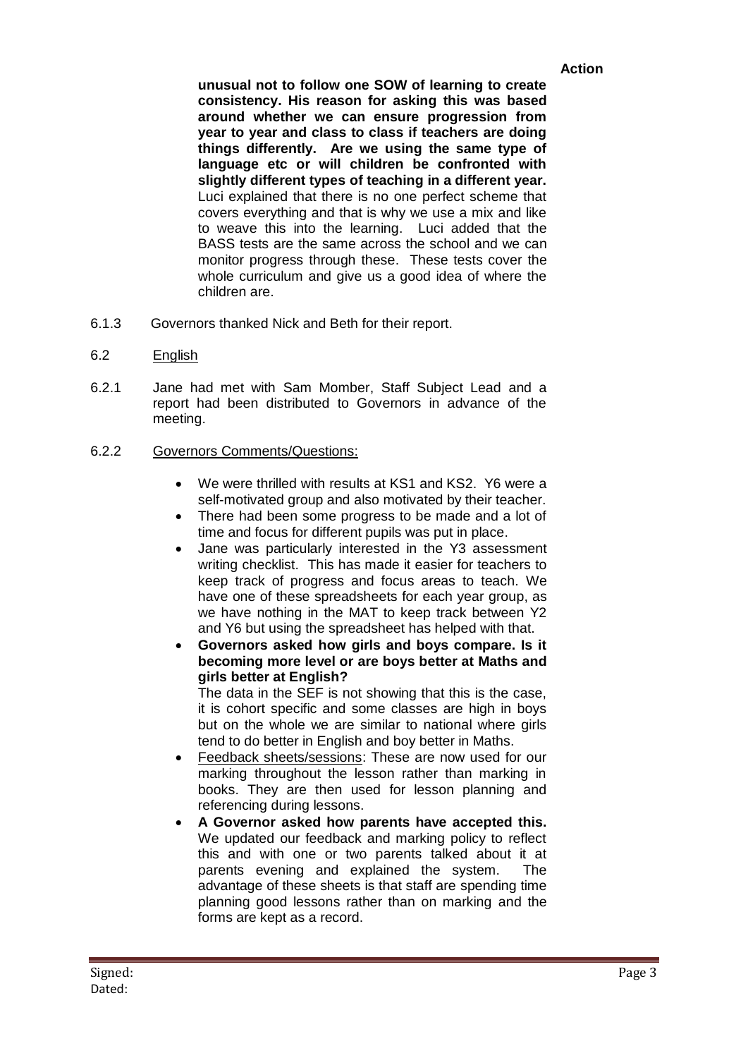**Action**

**unusual not to follow one SOW of learning to create consistency. His reason for asking this was based around whether we can ensure progression from year to year and class to class if teachers are doing things differently. Are we using the same type of language etc or will children be confronted with slightly different types of teaching in a different year.** Luci explained that there is no one perfect scheme that covers everything and that is why we use a mix and like to weave this into the learning. Luci added that the BASS tests are the same across the school and we can monitor progress through these. These tests cover the whole curriculum and give us a good idea of where the children are.

6.1.3 Governors thanked Nick and Beth for their report.

6.2 English

6.2.1 Jane had met with Sam Momber, Staff Subject Lead and a report had been distributed to Governors in advance of the meeting.

6.2.2 Governors Comments/Questions:

- We were thrilled with results at KS1 and KS2. Y6 were a self-motivated group and also motivated by their teacher.
- There had been some progress to be made and a lot of time and focus for different pupils was put in place.
- Jane was particularly interested in the Y3 assessment writing checklist. This has made it easier for teachers to keep track of progress and focus areas to teach. We have one of these spreadsheets for each year group, as we have nothing in the MAT to keep track between Y2 and Y6 but using the spreadsheet has helped with that.
- **Governors asked how girls and boys compare. Is it becoming more level or are boys better at Maths and girls better at English?**
  The data in the SEF is not showing that this is the case, it is cohort specific and some classes are high in boys but on the whole we are similar to national where girls tend to do better in English and boy better in Maths.
- Feedback sheets/sessions: These are now used for our marking throughout the lesson rather than marking in books. They are then used for lesson planning and referencing during lessons.
- **A Governor asked how parents have accepted this.** We updated our feedback and marking policy to reflect this and with one or two parents talked about it at parents evening and explained the system. The advantage of these sheets is that staff are spending time planning good lessons rather than on marking and the forms are kept as a record.

Signed:
Dated: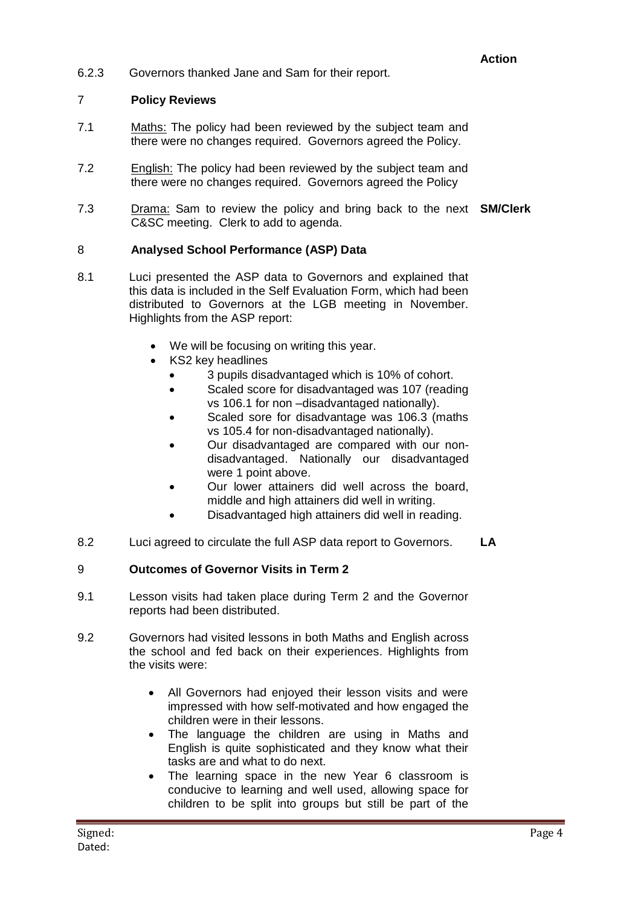**Action**

6.2.3 Governors thanked Jane and Sam for their report.

## 7 Policy Reviews

7.1 Maths: The policy had been reviewed by the subject team and there were no changes required. Governors agreed the Policy.

7.2 English: The policy had been reviewed by the subject team and there were no changes required. Governors agreed the Policy

7.3 Drama: Sam to review the policy and bring back to the next C&SC meeting. Clerk to add to agenda. **SM/Clerk**

## 8 Analysed School Performance (ASP) Data

8.1 Luci presented the ASP data to Governors and explained that this data is included in the Self Evaluation Form, which had been distributed to Governors at the LGB meeting in November. Highlights from the ASP report:

- We will be focusing on writing this year.
- KS2 key headlines
  - 3 pupils disadvantaged which is 10% of cohort.
  - Scaled score for disadvantaged was 107 (reading vs 106.1 for non –disadvantaged nationally).
  - Scaled sore for disadvantage was 106.3 (maths vs 105.4 for non-disadvantaged nationally).
  - Our disadvantaged are compared with our non-disadvantaged. Nationally our disadvantaged were 1 point above.
  - Our lower attainers did well across the board, middle and high attainers did well in writing.
  - Disadvantaged high attainers did well in reading.

8.2 Luci agreed to circulate the full ASP data report to Governors. **LA**

## 9 Outcomes of Governor Visits in Term 2

9.1 Lesson visits had taken place during Term 2 and the Governor reports had been distributed.

9.2 Governors had visited lessons in both Maths and English across the school and fed back on their experiences. Highlights from the visits were:

- All Governors had enjoyed their lesson visits and were impressed with how self-motivated and how engaged the children were in their lessons.
- The language the children are using in Maths and English is quite sophisticated and they know what their tasks are and what to do next.
- The learning space in the new Year 6 classroom is conducive to learning and well used, allowing space for children to be split into groups but still be part of the

Signed:
Dated: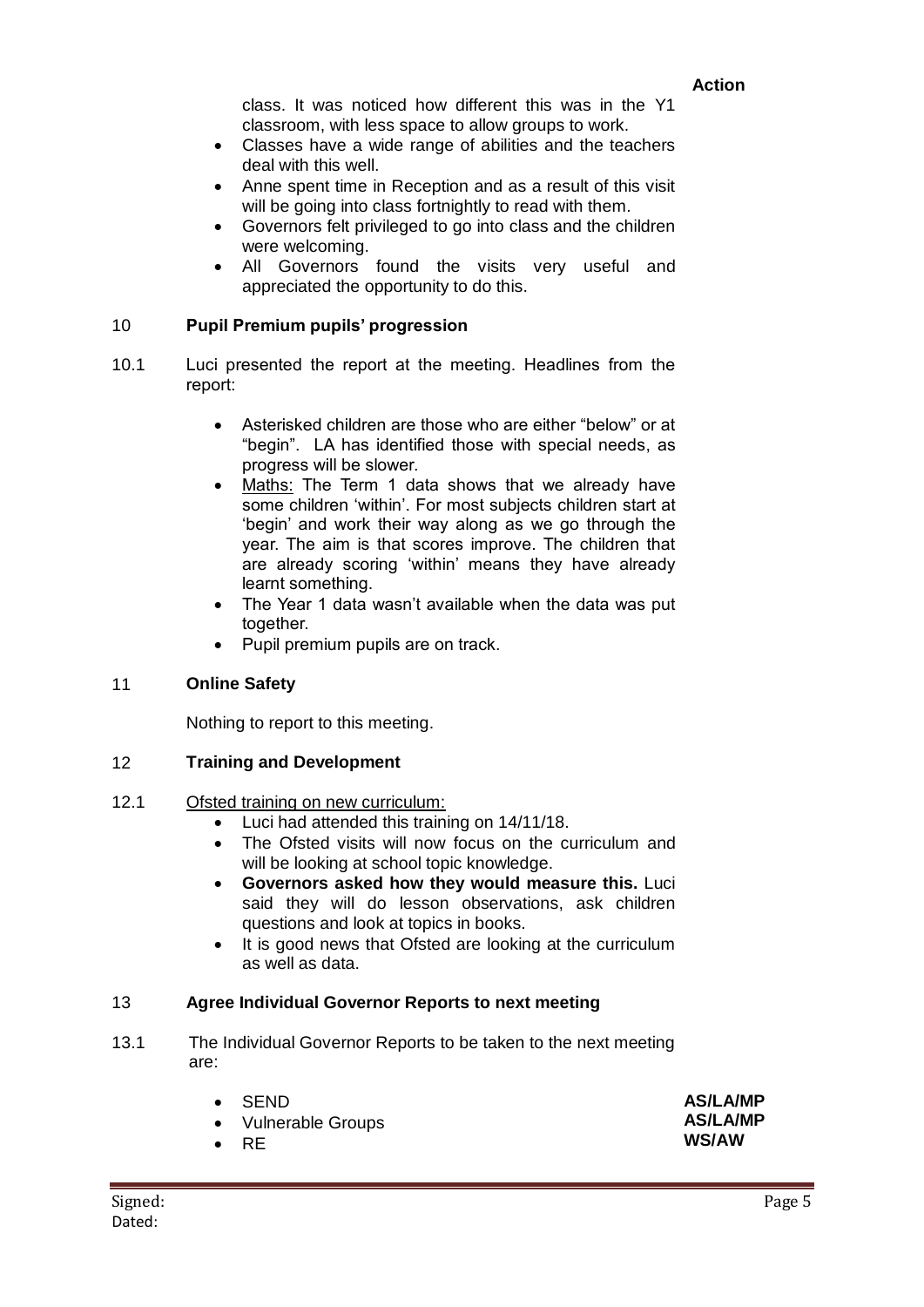**Action**

class. It was noticed how different this was in the Y1 classroom, with less space to allow groups to work.

- Classes have a wide range of abilities and the teachers deal with this well.
- Anne spent time in Reception and as a result of this visit will be going into class fortnightly to read with them.
- Governors felt privileged to go into class and the children were welcoming.
- All Governors found the visits very useful and appreciated the opportunity to do this.

## 10 Pupil Premium pupils' progression

10.1 Luci presented the report at the meeting. Headlines from the report:

- Asterisked children are those who are either "below" or at "begin". LA has identified those with special needs, as progress will be slower.
- Maths: The Term 1 data shows that we already have some children 'within'. For most subjects children start at 'begin' and work their way along as we go through the year. The aim is that scores improve. The children that are already scoring 'within' means they have already learnt something.
- The Year 1 data wasn't available when the data was put together.
- Pupil premium pupils are on track.

## 11 Online Safety

Nothing to report to this meeting.

## 12 Training and Development

12.1 Ofsted training on new curriculum:

- Luci had attended this training on 14/11/18.
- The Ofsted visits will now focus on the curriculum and will be looking at school topic knowledge.
- **Governors asked how they would measure this.** Luci said they will do lesson observations, ask children questions and look at topics in books.
- It is good news that Ofsted are looking at the curriculum as well as data.

## 13 Agree Individual Governor Reports to next meeting

13.1 The Individual Governor Reports to be taken to the next meeting are:

- SEND — **AS/LA/MP**
- Vulnerable Groups — **AS/LA/MP**
- RE — **WS/AW**

Signed:
Dated: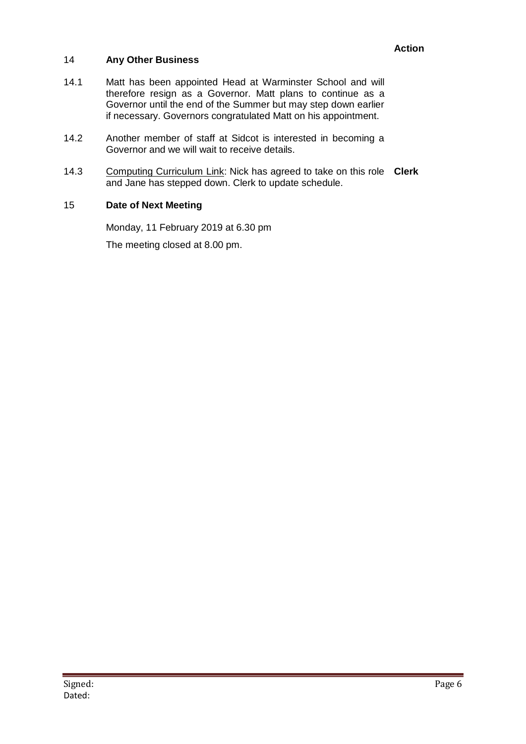**Action**

## 14 Any Other Business

14.1 Matt has been appointed Head at Warminster School and will therefore resign as a Governor. Matt plans to continue as a Governor until the end of the Summer but may step down earlier if necessary. Governors congratulated Matt on his appointment.

14.2 Another member of staff at Sidcot is interested in becoming a Governor and we will wait to receive details.

14.3 Computing Curriculum Link: Nick has agreed to take on this role and Jane has stepped down. Clerk to update schedule. **Clerk**

## 15 Date of Next Meeting

Monday, 11 February 2019 at 6.30 pm

The meeting closed at 8.00 pm.

Signed:
Dated: